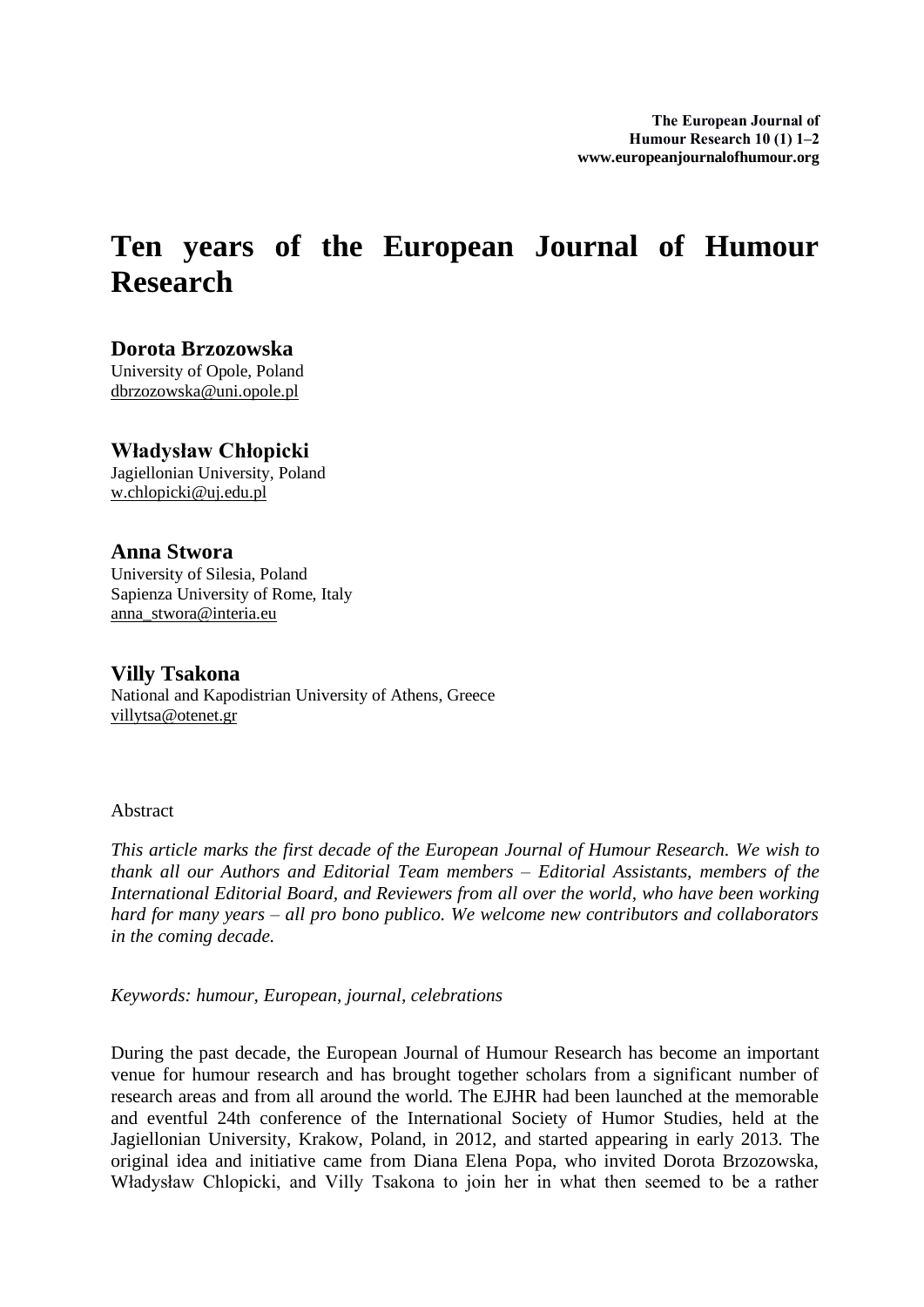# Ten years of the European Journal of Humour Research

**Dorota Brzozowska**
University of Opole, Poland
dbrzozowska@uni.opole.pl

**Władysław Chłopicki**
Jagiellonian University, Poland
w.chlopicki@uj.edu.pl

**Anna Stwora**
University of Silesia, Poland
Sapienza University of Rome, Italy
anna_stwora@interia.eu

**Villy Tsakona**
National and Kapodistrian University of Athens, Greece
villytsa@otenet.gr

Abstract

*This article marks the first decade of the European Journal of Humour Research. We wish to thank all our Authors and Editorial Team members – Editorial Assistants, members of the International Editorial Board, and Reviewers from all over the world, who have been working hard for many years – all pro bono publico. We welcome new contributors and collaborators in the coming decade.*

*Keywords: humour, European, journal, celebrations*

During the past decade, the European Journal of Humour Research has become an important venue for humour research and has brought together scholars from a significant number of research areas and from all around the world. The EJHR had been launched at the memorable and eventful 24th conference of the International Society of Humor Studies, held at the Jagiellonian University, Krakow, Poland, in 2012, and started appearing in early 2013. The original idea and initiative came from Diana Elena Popa, who invited Dorota Brzozowska, Władysław Chlopicki, and Villy Tsakona to join her in what then seemed to be a rather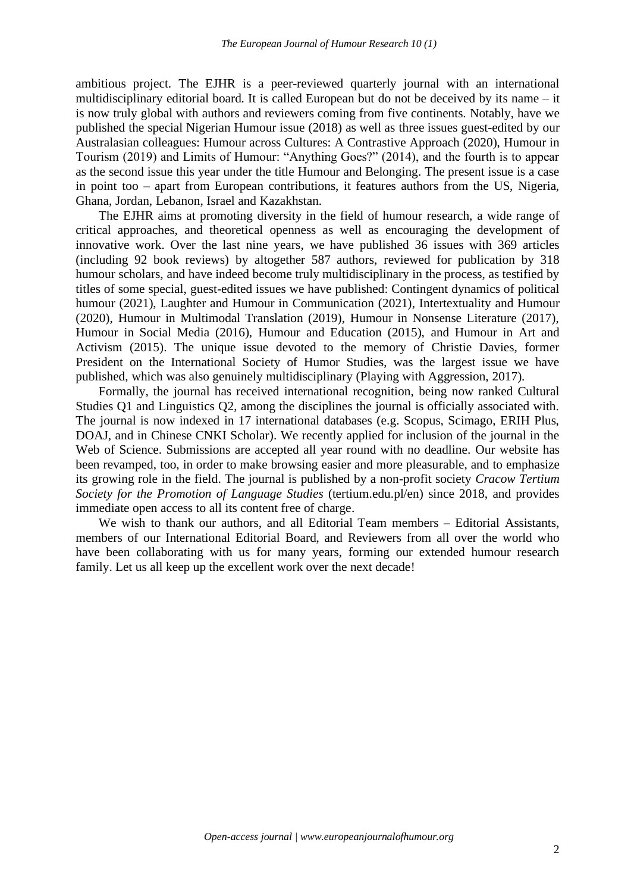ambitious project. The EJHR is a peer-reviewed quarterly journal with an international multidisciplinary editorial board. It is called European but do not be deceived by its name – it is now truly global with authors and reviewers coming from five continents. Notably, have we published the special Nigerian Humour issue (2018) as well as three issues guest-edited by our Australasian colleagues: Humour across Cultures: A Contrastive Approach (2020), Humour in Tourism (2019) and Limits of Humour: "Anything Goes?" (2014), and the fourth is to appear as the second issue this year under the title Humour and Belonging. The present issue is a case in point too – apart from European contributions, it features authors from the US, Nigeria, Ghana, Jordan, Lebanon, Israel and Kazakhstan.

The EJHR aims at promoting diversity in the field of humour research, a wide range of critical approaches, and theoretical openness as well as encouraging the development of innovative work. Over the last nine years, we have published 36 issues with 369 articles (including 92 book reviews) by altogether 587 authors, reviewed for publication by 318 humour scholars, and have indeed become truly multidisciplinary in the process, as testified by titles of some special, guest-edited issues we have published: Contingent dynamics of political humour (2021), Laughter and Humour in Communication (2021), Intertextuality and Humour (2020), Humour in Multimodal Translation (2019), Humour in Nonsense Literature (2017), Humour in Social Media (2016), Humour and Education (2015), and Humour in Art and Activism (2015). The unique issue devoted to the memory of Christie Davies, former President on the International Society of Humor Studies, was the largest issue we have published, which was also genuinely multidisciplinary (Playing with Aggression, 2017).

Formally, the journal has received international recognition, being now ranked Cultural Studies Q1 and Linguistics Q2, among the disciplines the journal is officially associated with. The journal is now indexed in 17 international databases (e.g. Scopus, Scimago, ERIH Plus, DOAJ, and in Chinese CNKI Scholar). We recently applied for inclusion of the journal in the Web of Science. Submissions are accepted all year round with no deadline. Our website has been revamped, too, in order to make browsing easier and more pleasurable, and to emphasize its growing role in the field. The journal is published by a non-profit society *Cracow Tertium Society for the Promotion of Language Studies* (tertium.edu.pl/en) since 2018, and provides immediate open access to all its content free of charge.

We wish to thank our authors, and all Editorial Team members – Editorial Assistants, members of our International Editorial Board, and Reviewers from all over the world who have been collaborating with us for many years, forming our extended humour research family. Let us all keep up the excellent work over the next decade!